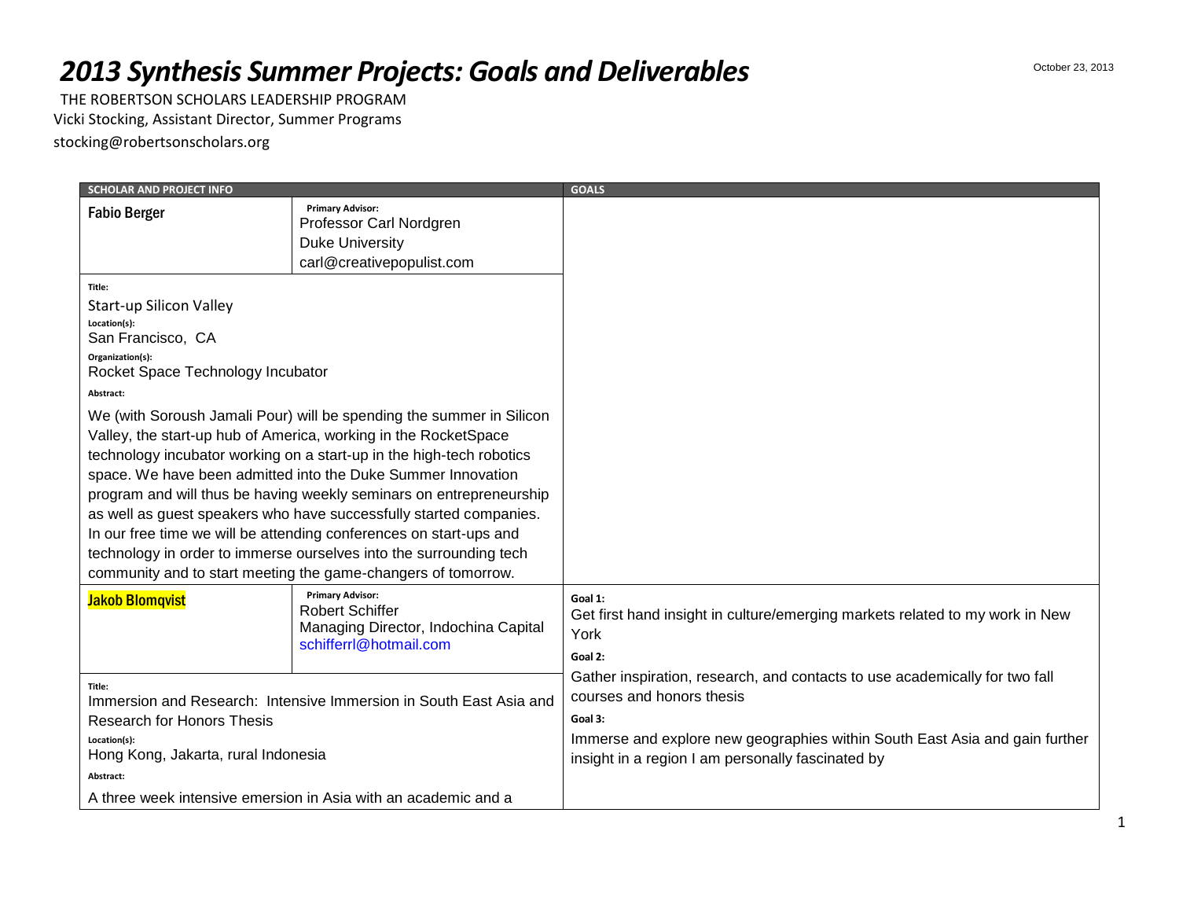# *2013 Synthesis Summer Projects: Goals and Deliverables*

October 23, 2013

THE ROBERTSON SCHOLARS LEADERSHIP PROGRAM
Vicki Stocking, Assistant Director, Summer Programs
stocking@robertsonscholars.org

| SCHOLAR AND PROJECT INFO | | GOALS |
|---|---|---|
| **Fabio Berger** | **Primary Advisor:** Professor Carl Nordgren<br>Duke University<br>carl@creativepopulist.com | |
| **Title:** Start-up Silicon Valley<br>**Location(s):** San Francisco, CA<br>**Organization(s):** Rocket Space Technology Incubator<br>**Abstract:** We (with Soroush Jamali Pour) will be spending the summer in Silicon Valley, the start-up hub of America, working in the RocketSpace technology incubator working on a start-up in the high-tech robotics space. We have been admitted into the Duke Summer Innovation program and will thus be having weekly seminars on entrepreneurship as well as guest speakers who have successfully started companies. In our free time we will be attending conferences on start-ups and technology in order to immerse ourselves into the surrounding tech community and to start meeting the game-changers of tomorrow. | | |
| **Jakob Blomqvist** | **Primary Advisor:** Robert Schiffer<br>Managing Director, Indochina Capital<br>schifferrl@hotmail.com | **Goal 1:** Get first hand insight in culture/emerging markets related to my work in New York<br>**Goal 2:** Gather inspiration, research, and contacts to use academically for two fall courses and honors thesis<br>**Goal 3:** Immerse and explore new geographies within South East Asia and gain further insight in a region I am personally fascinated by |
| **Title:** Immersion and Research: Intensive Immersion in South East Asia and Research for Honors Thesis<br>**Location(s):** Hong Kong, Jakarta, rural Indonesia<br>**Abstract:** A three week intensive emersion in Asia with an academic and a | | |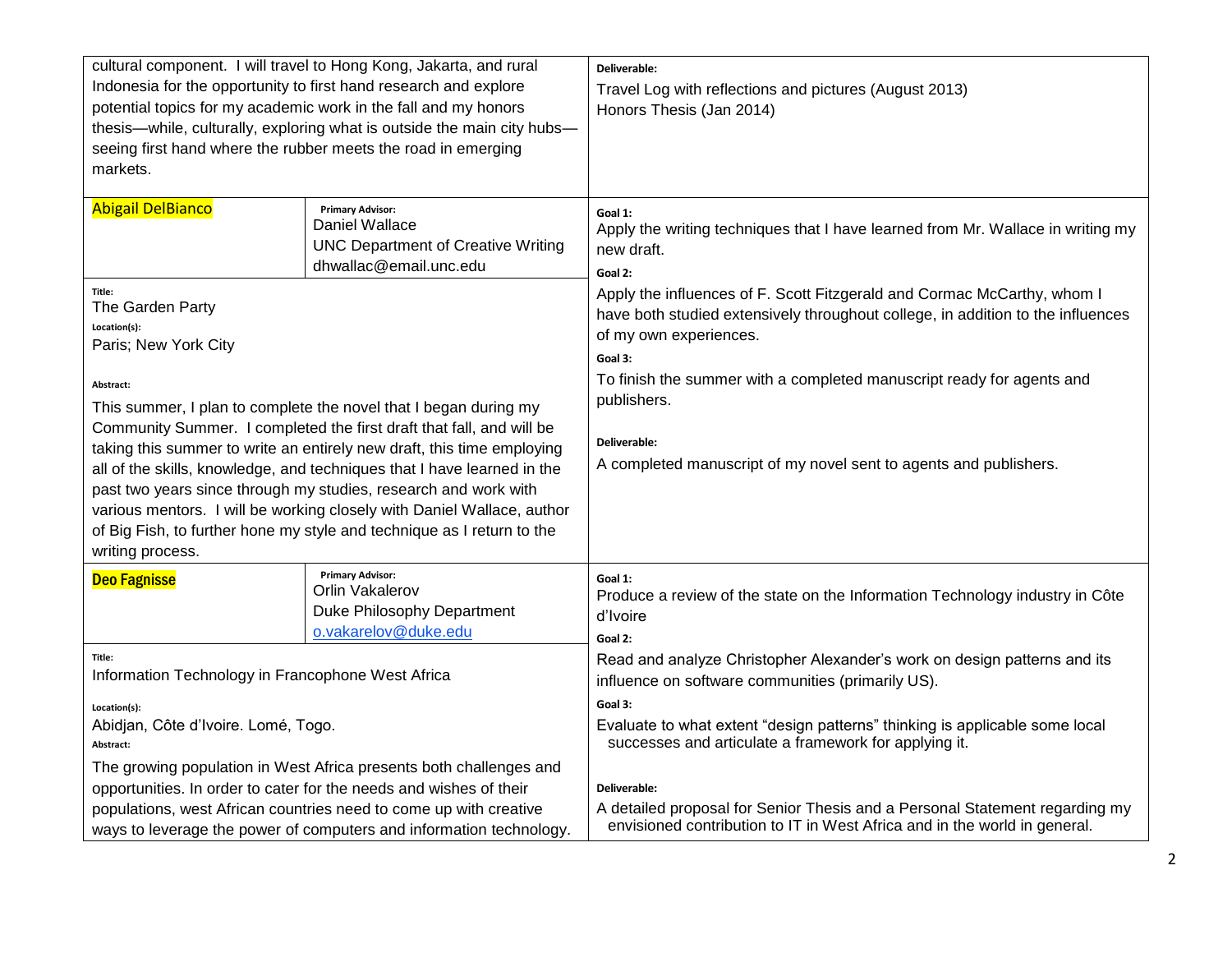cultural component. I will travel to Hong Kong, Jakarta, and rural Indonesia for the opportunity to first hand research and explore potential topics for my academic work in the fall and my honors thesis—while, culturally, exploring what is outside the main city hubs—seeing first hand where the rubber meets the road in emerging markets.

**Deliverable:**

Travel Log with reflections and pictures (August 2013)
Honors Thesis (Jan 2014)

---

**Abigail DelBianco**

**Primary Advisor:**
Daniel Wallace
UNC Department of Creative Writing
dhwallac@email.unc.edu

**Title:**
The Garden Party

**Location(s):**
Paris; New York City

**Abstract:**

This summer, I plan to complete the novel that I began during my Community Summer. I completed the first draft that fall, and will be taking this summer to write an entirely new draft, this time employing all of the skills, knowledge, and techniques that I have learned in the past two years since through my studies, research and work with various mentors. I will be working closely with Daniel Wallace, author of Big Fish, to further hone my style and technique as I return to the writing process.

**Goal 1:**
Apply the writing techniques that I have learned from Mr. Wallace in writing my new draft.

**Goal 2:**
Apply the influences of F. Scott Fitzgerald and Cormac McCarthy, whom I have both studied extensively throughout college, in addition to the influences of my own experiences.

**Goal 3:**
To finish the summer with a completed manuscript ready for agents and publishers.

**Deliverable:**
A completed manuscript of my novel sent to agents and publishers.

---

**Deo Fagnisse**

**Primary Advisor:**
Orlin Vakalerov
Duke Philosophy Department
o.vakarelov@duke.edu

**Title:**
Information Technology in Francophone West Africa

**Location(s):**
Abidjan, Côte d'Ivoire. Lomé, Togo.

**Abstract:**

The growing population in West Africa presents both challenges and opportunities. In order to cater for the needs and wishes of their populations, west African countries need to come up with creative ways to leverage the power of computers and information technology.

**Goal 1:**
Produce a review of the state on the Information Technology industry in Côte d'Ivoire

**Goal 2:**
Read and analyze Christopher Alexander's work on design patterns and its influence on software communities (primarily US).

**Goal 3:**
Evaluate to what extent "design patterns" thinking is applicable some local successes and articulate a framework for applying it.

**Deliverable:**
A detailed proposal for Senior Thesis and a Personal Statement regarding my envisioned contribution to IT in West Africa and in the world in general.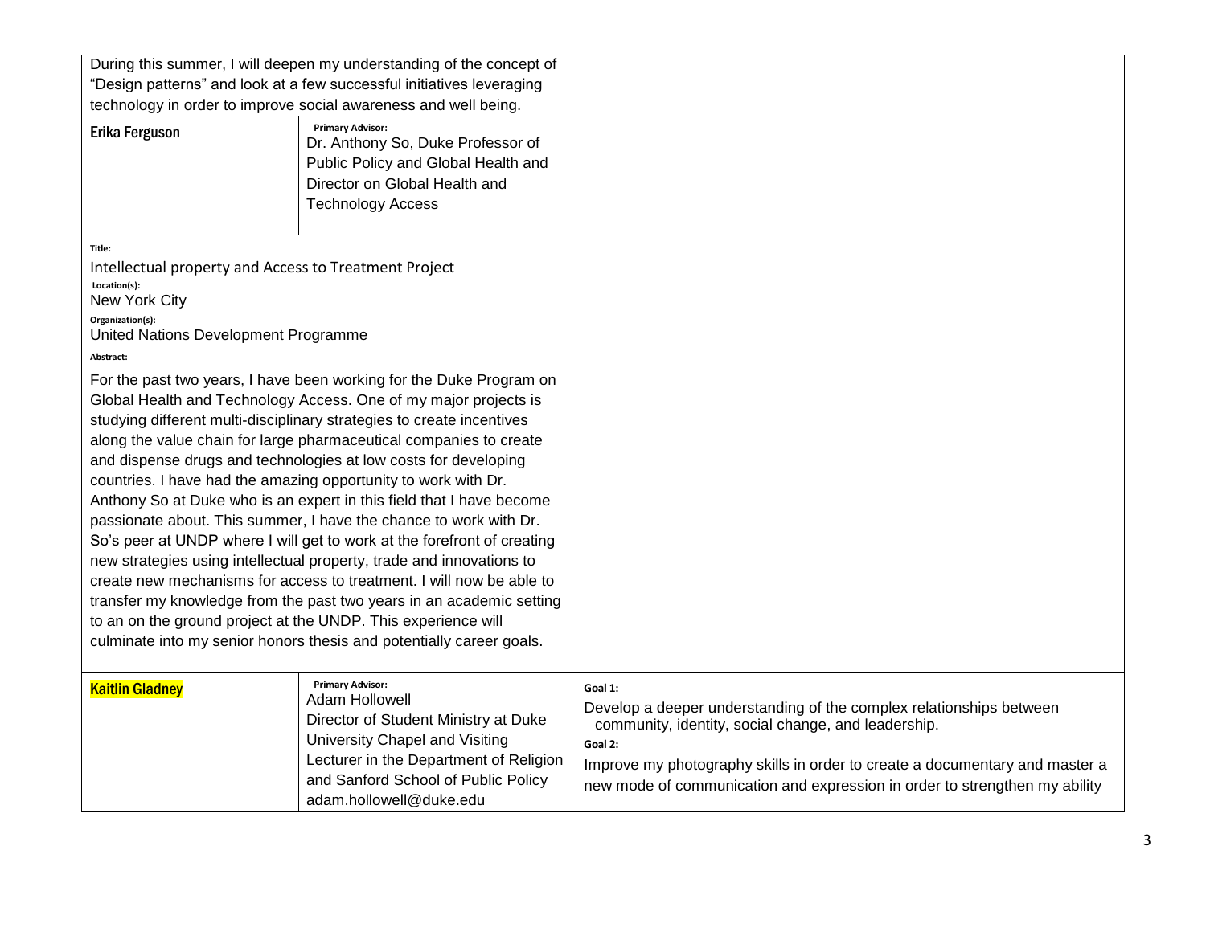| | | |
|---|---|---|
| During this summer, I will deepen my understanding of the concept of "Design patterns" and look at a few successful initiatives leveraging technology in order to improve social awareness and well being. | | |
| **Erika Ferguson** | **Primary Advisor:** Dr. Anthony So, Duke Professor of Public Policy and Global Health and Director on Global Health and Technology Access | |
| **Title:** Intellectual property and Access to Treatment Project<br>**Location(s):** New York City<br>**Organization(s):** United Nations Development Programme<br>**Abstract:** For the past two years, I have been working for the Duke Program on Global Health and Technology Access. One of my major projects is studying different multi-disciplinary strategies to create incentives along the value chain for large pharmaceutical companies to create and dispense drugs and technologies at low costs for developing countries. I have had the amazing opportunity to work with Dr. Anthony So at Duke who is an expert in this field that I have become passionate about. This summer, I have the chance to work with Dr. So's peer at UNDP where I will get to work at the forefront of creating new strategies using intellectual property, trade and innovations to create new mechanisms for access to treatment. I will now be able to transfer my knowledge from the past two years in an academic setting to an on the ground project at the UNDP. This experience will culminate into my senior honors thesis and potentially career goals. | | |
| **Kaitlin Gladney** | **Primary Advisor:** Adam Hollowell<br>Director of Student Ministry at Duke University Chapel and Visiting Lecturer in the Department of Religion and Sanford School of Public Policy<br>adam.hollowell@duke.edu | **Goal 1:** Develop a deeper understanding of the complex relationships between community, identity, social change, and leadership.<br>**Goal 2:** Improve my photography skills in order to create a documentary and master a new mode of communication and expression in order to strengthen my ability |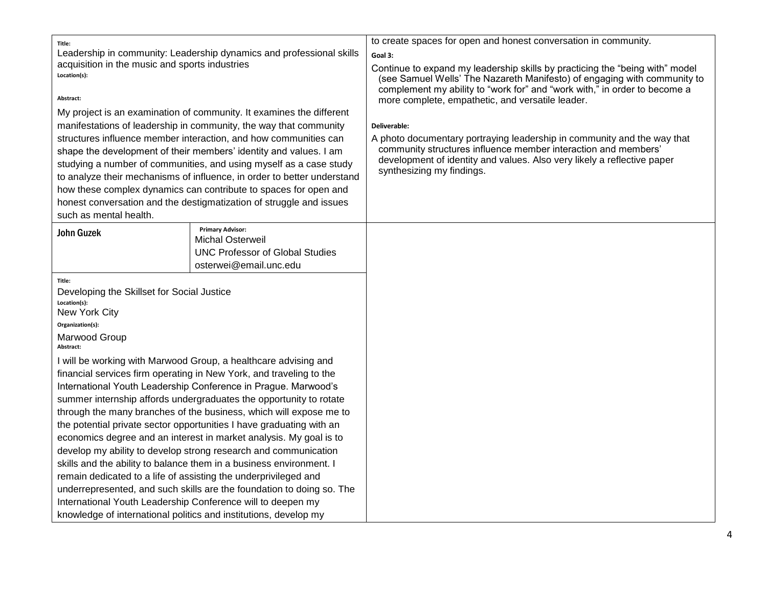**Title:**

Leadership in community: Leadership dynamics and professional skills acquisition in the music and sports industries

**Location(s):**

**Abstract:**

My project is an examination of community. It examines the different manifestations of leadership in community, the way that community structures influence member interaction, and how communities can shape the development of their members' identity and values. I am studying a number of communities, and using myself as a case study to analyze their mechanisms of influence, in order to better understand how these complex dynamics can contribute to spaces for open and honest conversation and the destigmatization of struggle and issues such as mental health.

to create spaces for open and honest conversation in community.

**Goal 3:**

Continue to expand my leadership skills by practicing the "being with" model (see Samuel Wells' The Nazareth Manifesto) of engaging with community to complement my ability to "work for" and "work with," in order to become a more complete, empathetic, and versatile leader.

**Deliverable:**

A photo documentary portraying leadership in community and the way that community structures influence member interaction and members' development of identity and values. Also very likely a reflective paper synthesizing my findings.

---

**John Guzek**

**Primary Advisor:**
Michal Osterweil
UNC Professor of Global Studies
osterwei@email.unc.edu

**Title:**

Developing the Skillset for Social Justice

**Location(s):**

New York City

**Organization(s):**

Marwood Group

**Abstract:**

I will be working with Marwood Group, a healthcare advising and financial services firm operating in New York, and traveling to the International Youth Leadership Conference in Prague. Marwood's summer internship affords undergraduates the opportunity to rotate through the many branches of the business, which will expose me to the potential private sector opportunities I have graduating with an economics degree and an interest in market analysis. My goal is to develop my ability to develop strong research and communication skills and the ability to balance them in a business environment. I remain dedicated to a life of assisting the underprivileged and underrepresented, and such skills are the foundation to doing so. The International Youth Leadership Conference will to deepen my knowledge of international politics and institutions, develop my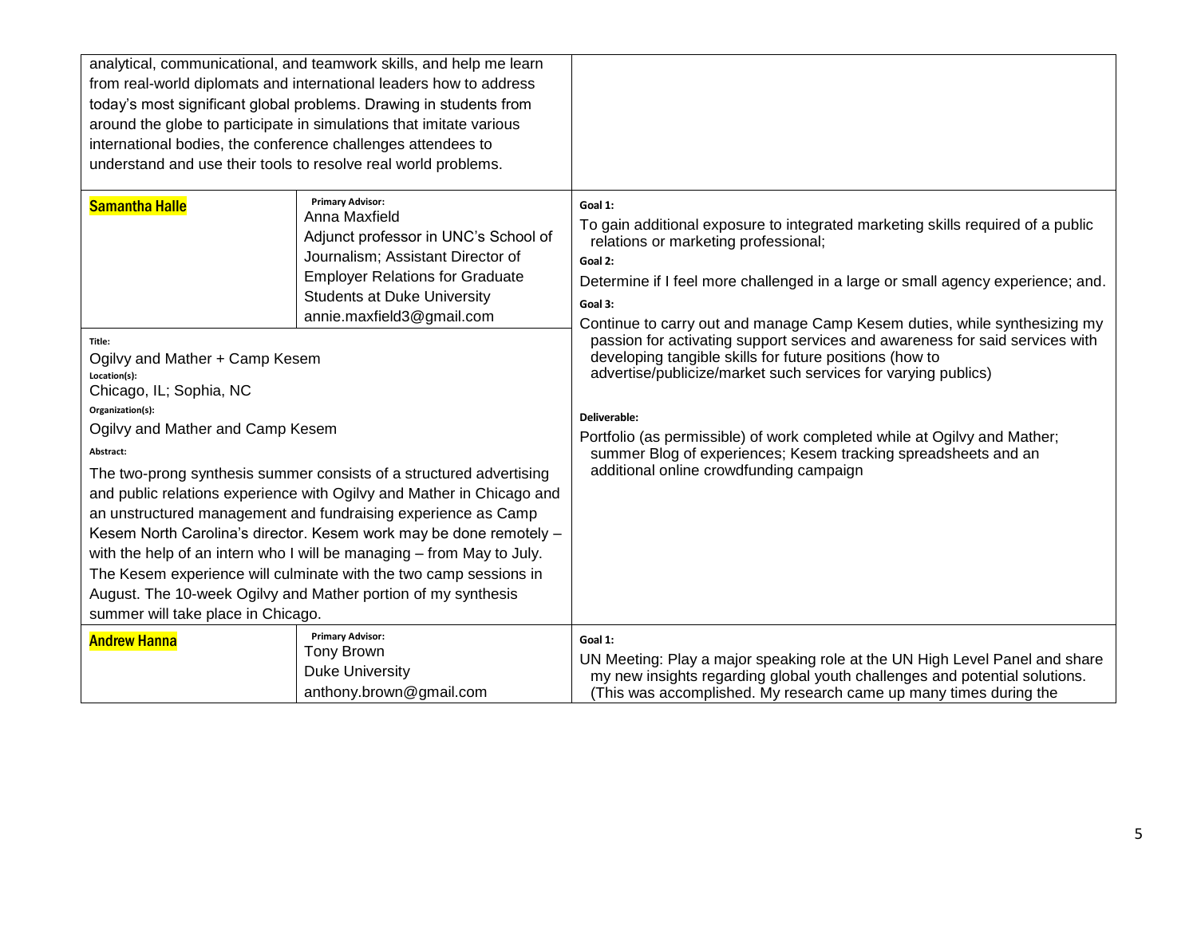| | | |
|---|---|---|
| analytical, communicational, and teamwork skills, and help me learn from real-world diplomats and international leaders how to address today's most significant global problems. Drawing in students from around the globe to participate in simulations that imitate various international bodies, the conference challenges attendees to understand and use their tools to resolve real world problems. | | |
| **Samantha Halle** | **Primary Advisor:** Anna Maxfield Adjunct professor in UNC's School of Journalism; Assistant Director of Employer Relations for Graduate Students at Duke University annie.maxfield3@gmail.com | **Goal 1:** To gain additional exposure to integrated marketing skills required of a public relations or marketing professional; **Goal 2:** Determine if I feel more challenged in a large or small agency experience; and. **Goal 3:** Continue to carry out and manage Camp Kesem duties, while synthesizing my passion for activating support services and awareness for said services with developing tangible skills for future positions (how to advertise/publicize/market such services for varying publics) **Deliverable:** Portfolio (as permissible) of work completed while at Ogilvy and Mather; summer Blog of experiences; Kesem tracking spreadsheets and an additional online crowdfunding campaign |
| **Title:** Ogilvy and Mather + Camp Kesem **Location(s):** Chicago, IL; Sophia, NC **Organization(s):** Ogilvy and Mather and Camp Kesem **Abstract:** The two-prong synthesis summer consists of a structured advertising and public relations experience with Ogilvy and Mather in Chicago and an unstructured management and fundraising experience as Camp Kesem North Carolina's director. Kesem work may be done remotely – with the help of an intern who I will be managing – from May to July. The Kesem experience will culminate with the two camp sessions in August. The 10-week Ogilvy and Mather portion of my synthesis summer will take place in Chicago. | | |
| **Andrew Hanna** | **Primary Advisor:** Tony Brown Duke University anthony.brown@gmail.com | **Goal 1:** UN Meeting: Play a major speaking role at the UN High Level Panel and share my new insights regarding global youth challenges and potential solutions. (This was accomplished. My research came up many times during the |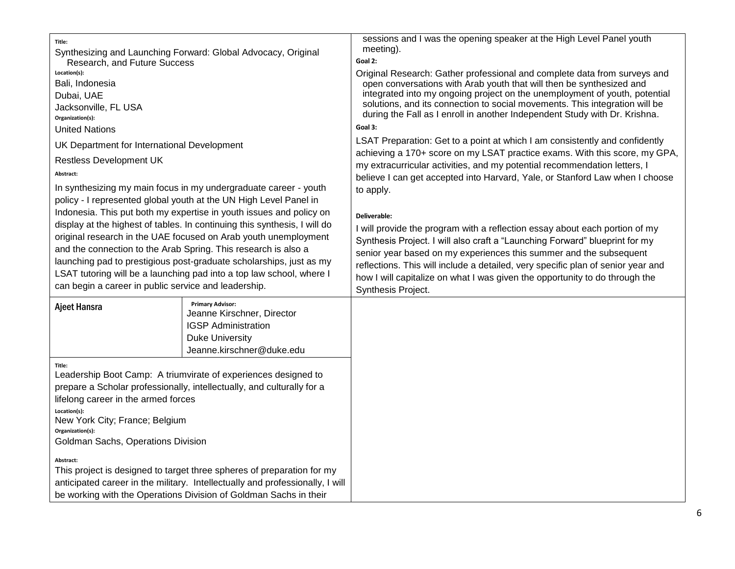**Title:**

Synthesizing and Launching Forward: Global Advocacy, Original Research, and Future Success

**Location(s):**

Bali, Indonesia
Dubai, UAE
Jacksonville, FL USA

**Organization(s):**

United Nations

UK Department for International Development

Restless Development UK

**Abstract:**

In synthesizing my main focus in my undergraduate career - youth policy - I represented global youth at the UN High Level Panel in Indonesia. This put both my expertise in youth issues and policy on display at the highest of tables. In continuing this synthesis, I will do original research in the UAE focused on Arab youth unemployment and the connection to the Arab Spring. This research is also a launching pad to prestigious post-graduate scholarships, just as my LSAT tutoring will be a launching pad into a top law school, where I can begin a career in public service and leadership.

sessions and I was the opening speaker at the High Level Panel youth meeting).

**Goal 2:**

Original Research: Gather professional and complete data from surveys and open conversations with Arab youth that will then be synthesized and integrated into my ongoing project on the unemployment of youth, potential solutions, and its connection to social movements. This integration will be during the Fall as I enroll in another Independent Study with Dr. Krishna.

**Goal 3:**

LSAT Preparation: Get to a point at which I am consistently and confidently achieving a 170+ score on my LSAT practice exams. With this score, my GPA, my extracurricular activities, and my potential recommendation letters, I believe I can get accepted into Harvard, Yale, or Stanford Law when I choose to apply.

**Deliverable:**

I will provide the program with a reflection essay about each portion of my Synthesis Project. I will also craft a "Launching Forward" blueprint for my senior year based on my experiences this summer and the subsequent reflections. This will include a detailed, very specific plan of senior year and how I will capitalize on what I was given the opportunity to do through the Synthesis Project.

---

## Ajeet Hansra

**Primary Advisor:**
Jeanne Kirschner, Director
IGSP Administration
Duke University
Jeanne.kirschner@duke.edu

**Title:**

Leadership Boot Camp: A triumvirate of experiences designed to prepare a Scholar professionally, intellectually, and culturally for a lifelong career in the armed forces

**Location(s):**

New York City; France; Belgium

**Organization(s):**

Goldman Sachs, Operations Division

**Abstract:**

This project is designed to target three spheres of preparation for my anticipated career in the military. Intellectually and professionally, I will be working with the Operations Division of Goldman Sachs in their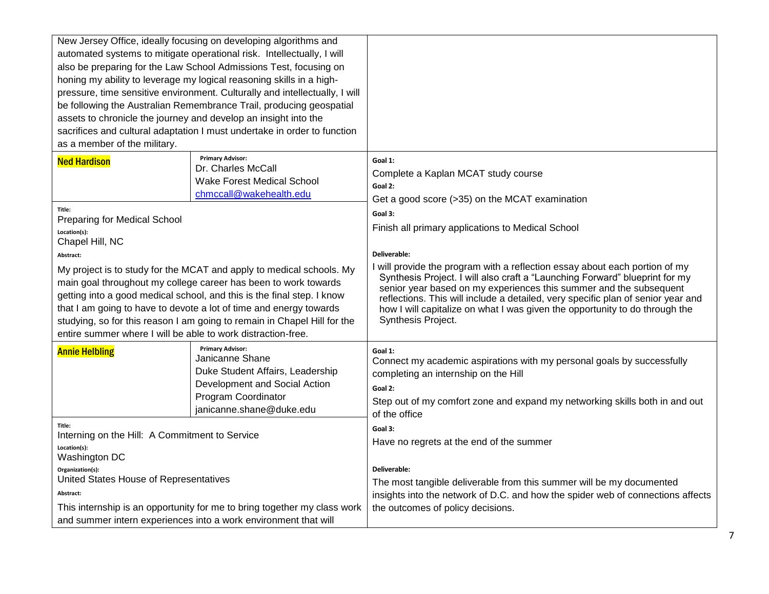New Jersey Office, ideally focusing on developing algorithms and automated systems to mitigate operational risk. Intellectually, I will also be preparing for the Law School Admissions Test, focusing on honing my ability to leverage my logical reasoning skills in a high-pressure, time sensitive environment. Culturally and intellectually, I will be following the Australian Remembrance Trail, producing geospatial assets to chronicle the journey and develop an insight into the sacrifices and cultural adaptation I must undertake in order to function as a member of the military.

---

**Ned Hardison**

**Primary Advisor:**
Dr. Charles McCall
Wake Forest Medical School
chmccall@wakehealth.edu

**Title:**
Preparing for Medical School

**Location(s):**
Chapel Hill, NC

**Abstract:**

My project is to study for the MCAT and apply to medical schools. My main goal throughout my college career has been to work towards getting into a good medical school, and this is the final step. I know that I am going to have to devote a lot of time and energy towards studying, so for this reason I am going to remain in Chapel Hill for the entire summer where I will be able to work distraction-free.

**Goal 1:**
Complete a Kaplan MCAT study course

**Goal 2:**
Get a good score (>35) on the MCAT examination

**Goal 3:**
Finish all primary applications to Medical School

**Deliverable:**
I will provide the program with a reflection essay about each portion of my Synthesis Project. I will also craft a "Launching Forward" blueprint for my senior year based on my experiences this summer and the subsequent reflections. This will include a detailed, very specific plan of senior year and how I will capitalize on what I was given the opportunity to do through the Synthesis Project.

---

**Annie Helbling**

**Primary Advisor:**
Janicanne Shane
Duke Student Affairs, Leadership Development and Social Action Program Coordinator
janicanne.shane@duke.edu

**Title:**
Interning on the Hill: A Commitment to Service

**Location(s):**
Washington DC

**Organization(s):**
United States House of Representatives

**Abstract:**

This internship is an opportunity for me to bring together my class work and summer intern experiences into a work environment that will

**Goal 1:**
Connect my academic aspirations with my personal goals by successfully completing an internship on the Hill

**Goal 2:**
Step out of my comfort zone and expand my networking skills both in and out of the office

**Goal 3:**
Have no regrets at the end of the summer

**Deliverable:**
The most tangible deliverable from this summer will be my documented insights into the network of D.C. and how the spider web of connections affects the outcomes of policy decisions.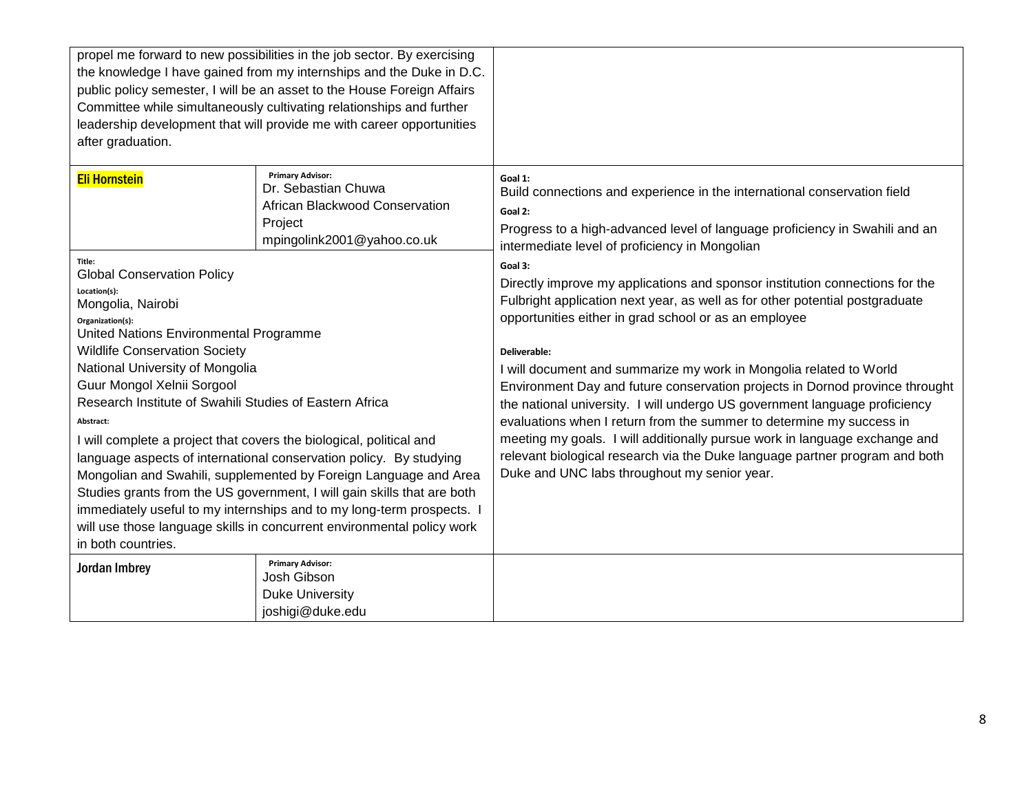| | | |
|---|---|---|
| propel me forward to new possibilities in the job sector. By exercising the knowledge I have gained from my internships and the Duke in D.C. public policy semester, I will be an asset to the House Foreign Affairs Committee while simultaneously cultivating relationships and further leadership development that will provide me with career opportunities after graduation. | | |
| **Eli Hornstein** | **Primary Advisor:**<br>Dr. Sebastian Chuwa<br>African Blackwood Conservation Project<br>mpingolink2001@yahoo.co.uk | **Goal 1:**<br>Build connections and experience in the international conservation field<br>**Goal 2:**<br>Progress to a high-advanced level of language proficiency in Swahili and an intermediate level of proficiency in Mongolian<br>**Goal 3:**<br>Directly improve my applications and sponsor institution connections for the Fulbright application next year, as well as for other potential postgraduate opportunities either in grad school or as an employee<br><br>**Deliverable:**<br>I will document and summarize my work in Mongolia related to World Environment Day and future conservation projects in Dornod province throught the national university. I will undergo US government language proficiency evaluations when I return from the summer to determine my success in meeting my goals. I will additionally pursue work in language exchange and relevant biological research via the Duke language partner program and both Duke and UNC labs throughout my senior year. |
| **Title:**<br>Global Conservation Policy<br>**Location(s):**<br>Mongolia, Nairobi<br>**Organization(s):**<br>United Nations Environmental Programme<br>Wildlife Conservation Society<br>National University of Mongolia<br>Guur Mongol Xelnii Sorgool<br>Research Institute of Swahili Studies of Eastern Africa<br>**Abstract:**<br>I will complete a project that covers the biological, political and language aspects of international conservation policy. By studying Mongolian and Swahili, supplemented by Foreign Language and Area Studies grants from the US government, I will gain skills that are both immediately useful to my internships and to my long-term prospects. I will use those language skills in concurrent environmental policy work in both countries. | | |
| **Jordan Imbrey** | **Primary Advisor:**<br>Josh Gibson<br>Duke University<br>joshigi@duke.edu | |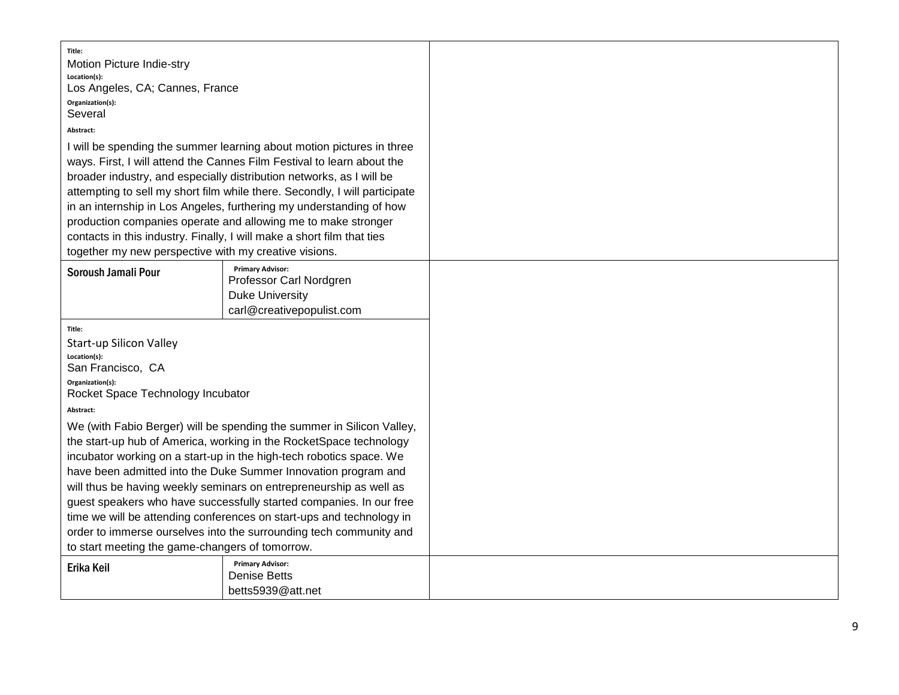**Title:**
Motion Picture Indie-stry

**Location(s):**
Los Angeles, CA; Cannes, France

**Organization(s):**
Several

**Abstract:**

I will be spending the summer learning about motion pictures in three ways. First, I will attend the Cannes Film Festival to learn about the broader industry, and especially distribution networks, as I will be attempting to sell my short film while there. Secondly, I will participate in an internship in Los Angeles, furthering my understanding of how production companies operate and allowing me to make stronger contacts in this industry. Finally, I will make a short film that ties together my new perspective with my creative visions.

---

**Soroush Jamali Pour**

**Primary Advisor:**
Professor Carl Nordgren
Duke University
carl@creativepopulist.com

**Title:**
Start-up Silicon Valley

**Location(s):**
San Francisco, CA

**Organization(s):**
Rocket Space Technology Incubator

**Abstract:**

We (with Fabio Berger) will be spending the summer in Silicon Valley, the start-up hub of America, working in the RocketSpace technology incubator working on a start-up in the high-tech robotics space. We have been admitted into the Duke Summer Innovation program and will thus be having weekly seminars on entrepreneurship as well as guest speakers who have successfully started companies. In our free time we will be attending conferences on start-ups and technology in order to immerse ourselves into the surrounding tech community and to start meeting the game-changers of tomorrow.

---

**Erika Keil**

**Primary Advisor:**
Denise Betts
betts5939@att.net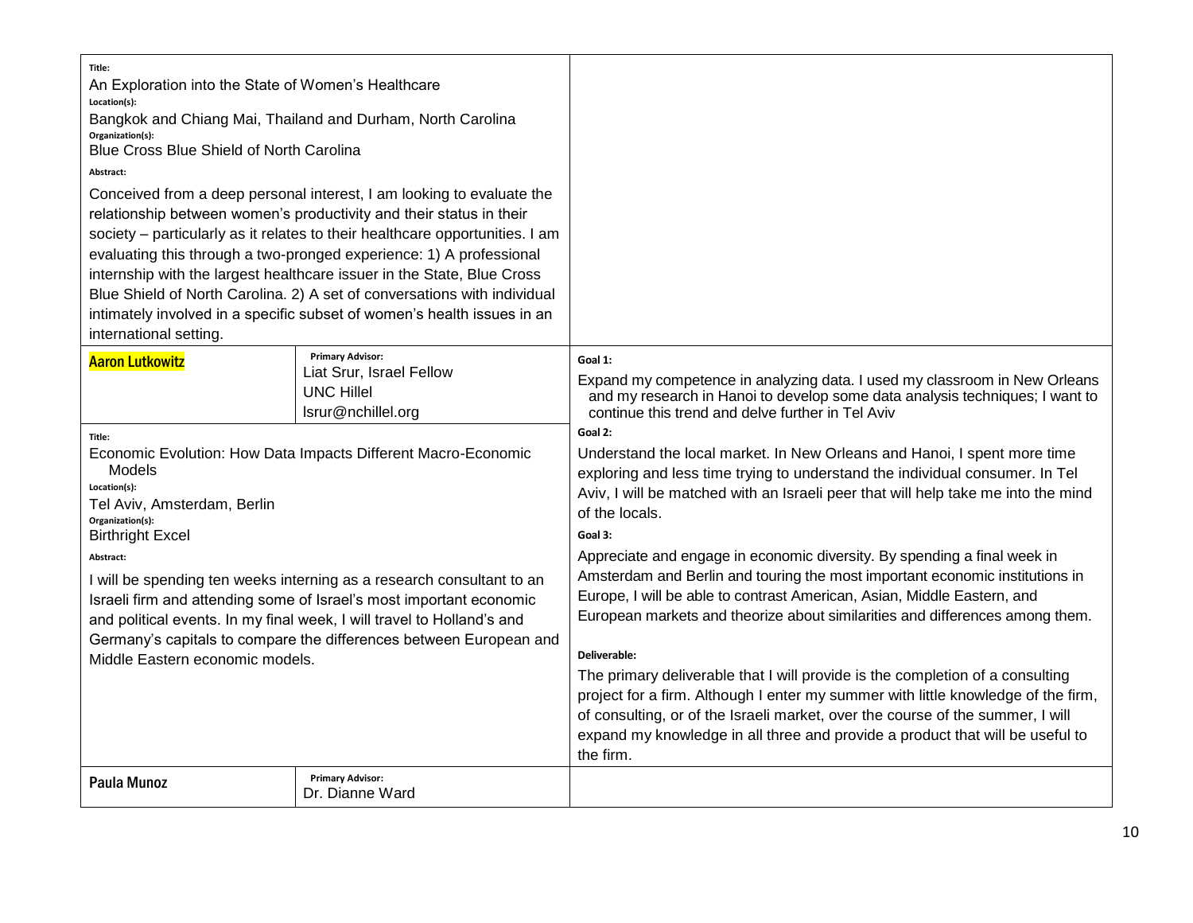| | | |
|---|---|---|
| **Title:**<br>An Exploration into the State of Women's Healthcare<br>**Location(s):**<br>Bangkok and Chiang Mai, Thailand and Durham, North Carolina<br>**Organization(s):**<br>Blue Cross Blue Shield of North Carolina<br>**Abstract:**<br>Conceived from a deep personal interest, I am looking to evaluate the relationship between women's productivity and their status in their society – particularly as it relates to their healthcare opportunities. I am evaluating this through a two-pronged experience: 1) A professional internship with the largest healthcare issuer in the State, Blue Cross Blue Shield of North Carolina. 2) A set of conversations with individual intimately involved in a specific subset of women's health issues in an international setting. | | |
| **Aaron Lutkowitz** | **Primary Advisor:**<br>Liat Srur, Israel Fellow<br>UNC Hillel<br>lsrur@nchillel.org | **Goal 1:**<br>Expand my competence in analyzing data. I used my classroom in New Orleans and my research in Hanoi to develop some data analysis techniques; I want to continue this trend and delve further in Tel Aviv<br>**Goal 2:**<br>Understand the local market. In New Orleans and Hanoi, I spent more time exploring and less time trying to understand the individual consumer. In Tel Aviv, I will be matched with an Israeli peer that will help take me into the mind of the locals.<br>**Goal 3:**<br>Appreciate and engage in economic diversity. By spending a final week in Amsterdam and Berlin and touring the most important economic institutions in Europe, I will be able to contrast American, Asian, Middle Eastern, and European markets and theorize about similarities and differences among them.<br>**Deliverable:**<br>The primary deliverable that I will provide is the completion of a consulting project for a firm. Although I enter my summer with little knowledge of the firm, of consulting, or of the Israeli market, over the course of the summer, I will expand my knowledge in all three and provide a product that will be useful to the firm. |
| **Title:**<br>Economic Evolution: How Data Impacts Different Macro-Economic Models<br>**Location(s):**<br>Tel Aviv, Amsterdam, Berlin<br>**Organization(s):**<br>Birthright Excel<br>**Abstract:**<br>I will be spending ten weeks interning as a research consultant to an Israeli firm and attending some of Israel's most important economic and political events. In my final week, I will travel to Holland's and Germany's capitals to compare the differences between European and Middle Eastern economic models. | | |
| **Paula Munoz** | **Primary Advisor:**<br>Dr. Dianne Ward | |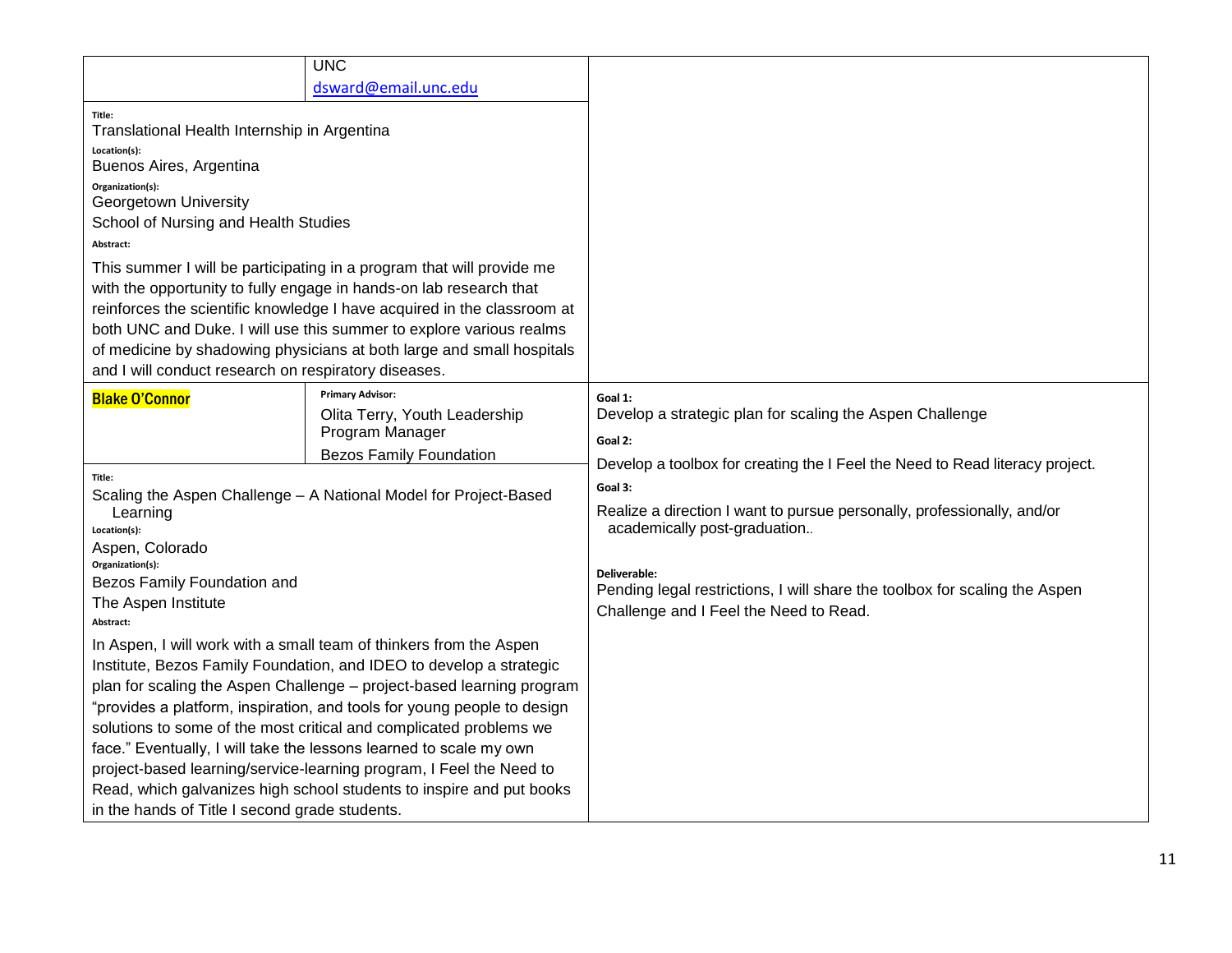| | UNC<br>dsward@email.unc.edu | |
|---|---|---|
| **Title:**<br>Translational Health Internship in Argentina<br>**Location(s):**<br>Buenos Aires, Argentina<br>**Organization(s):**<br>Georgetown University<br>School of Nursing and Health Studies<br>**Abstract:**<br>This summer I will be participating in a program that will provide me with the opportunity to fully engage in hands-on lab research that reinforces the scientific knowledge I have acquired in the classroom at both UNC and Duke. I will use this summer to explore various realms of medicine by shadowing physicians at both large and small hospitals and I will conduct research on respiratory diseases. | | |
| **Blake O'Connor** | **Primary Advisor:**<br>Olita Terry, Youth Leadership Program Manager<br>Bezos Family Foundation | **Goal 1:**<br>Develop a strategic plan for scaling the Aspen Challenge<br>**Goal 2:**<br>Develop a toolbox for creating the I Feel the Need to Read literacy project.<br>**Goal 3:**<br>Realize a direction I want to pursue personally, professionally, and/or academically post-graduation..<br><br>**Deliverable:**<br>Pending legal restrictions, I will share the toolbox for scaling the Aspen Challenge and I Feel the Need to Read. |
| **Title:**<br>Scaling the Aspen Challenge – A National Model for Project-Based Learning<br>**Location(s):**<br>Aspen, Colorado<br>**Organization(s):**<br>Bezos Family Foundation and<br>The Aspen Institute<br>**Abstract:**<br>In Aspen, I will work with a small team of thinkers from the Aspen Institute, Bezos Family Foundation, and IDEO to develop a strategic plan for scaling the Aspen Challenge – project-based learning program "provides a platform, inspiration, and tools for young people to design solutions to some of the most critical and complicated problems we face." Eventually, I will take the lessons learned to scale my own project-based learning/service-learning program, I Feel the Need to Read, which galvanizes high school students to inspire and put books in the hands of Title I second grade students. | | |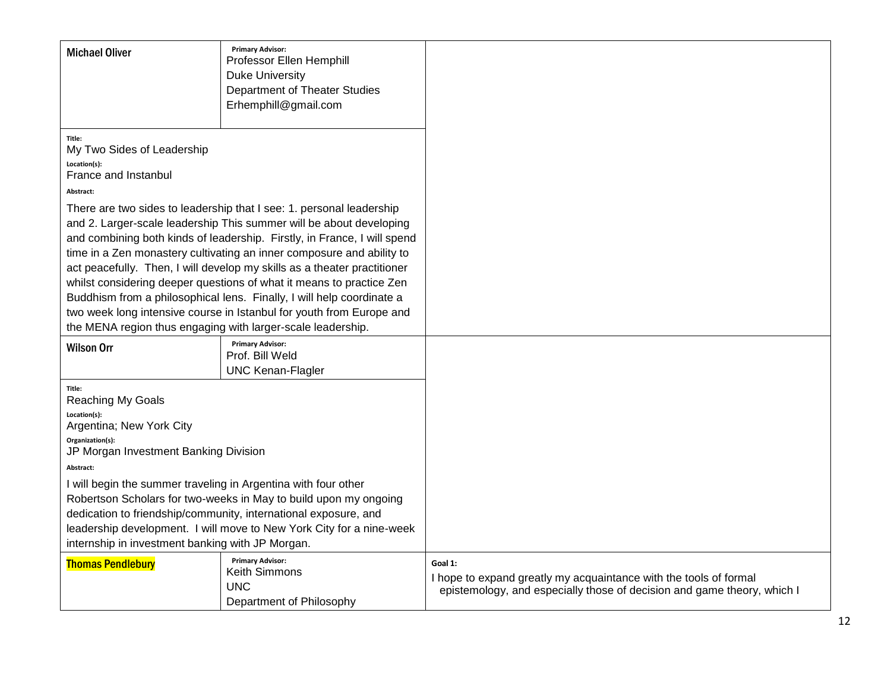| | | |
|---|---|---|
| **Michael Oliver** | **Primary Advisor:**<br>Professor Ellen Hemphill<br>Duke University<br>Department of Theater Studies<br>Erhemphill@gmail.com | |
| **Title:**<br>My Two Sides of Leadership<br>**Location(s):**<br>France and Instanbul<br>**Abstract:**<br>There are two sides to leadership that I see: 1. personal leadership and 2. Larger-scale leadership This summer will be about developing and combining both kinds of leadership. Firstly, in France, I will spend time in a Zen monastery cultivating an inner composure and ability to act peacefully. Then, I will develop my skills as a theater practitioner whilst considering deeper questions of what it means to practice Zen Buddhism from a philosophical lens. Finally, I will help coordinate a two week long intensive course in Istanbul for youth from Europe and the MENA region thus engaging with larger-scale leadership. | | |
| **Wilson Orr** | **Primary Advisor:**<br>Prof. Bill Weld<br>UNC Kenan-Flagler | |
| **Title:**<br>Reaching My Goals<br>**Location(s):**<br>Argentina; New York City<br>**Organization(s):**<br>JP Morgan Investment Banking Division<br>**Abstract:**<br>I will begin the summer traveling in Argentina with four other Robertson Scholars for two-weeks in May to build upon my ongoing dedication to friendship/community, international exposure, and leadership development. I will move to New York City for a nine-week internship in investment banking with JP Morgan. | | |
| **Thomas Pendlebury** | **Primary Advisor:**<br>Keith Simmons<br>UNC<br>Department of Philosophy | **Goal 1:**<br>I hope to expand greatly my acquaintance with the tools of formal epistemology, and especially those of decision and game theory, which I |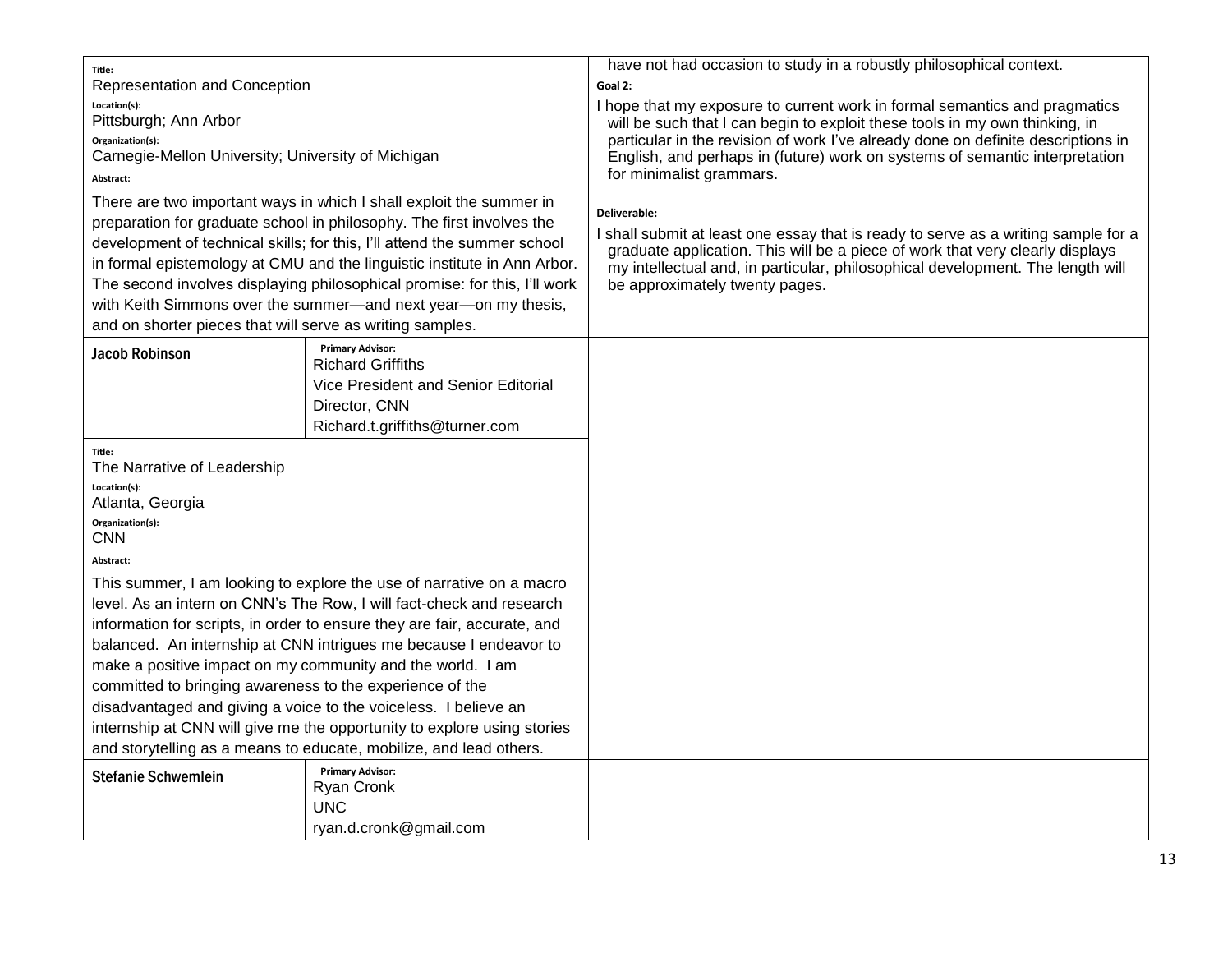**Title:**
Representation and Conception

**Location(s):**
Pittsburgh; Ann Arbor

**Organization(s):**
Carnegie-Mellon University; University of Michigan

**Abstract:**

There are two important ways in which I shall exploit the summer in preparation for graduate school in philosophy. The first involves the development of technical skills; for this, I'll attend the summer school in formal epistemology at CMU and the linguistic institute in Ann Arbor. The second involves displaying philosophical promise: for this, I'll work with Keith Simmons over the summer—and next year—on my thesis, and on shorter pieces that will serve as writing samples.

have not had occasion to study in a robustly philosophical context.

**Goal 2:**

I hope that my exposure to current work in formal semantics and pragmatics will be such that I can begin to exploit these tools in my own thinking, in particular in the revision of work I've already done on definite descriptions in English, and perhaps in (future) work on systems of semantic interpretation for minimalist grammars.

**Deliverable:**

I shall submit at least one essay that is ready to serve as a writing sample for a graduate application. This will be a piece of work that very clearly displays my intellectual and, in particular, philosophical development. The length will be approximately twenty pages.

| **Jacob Robinson** | **Primary Advisor:** Richard Griffiths<br>Vice President and Senior Editorial Director, CNN<br>Richard.t.griffiths@turner.com |
|---|---|

**Title:**
The Narrative of Leadership

**Location(s):**
Atlanta, Georgia

**Organization(s):**
CNN

**Abstract:**

This summer, I am looking to explore the use of narrative on a macro level. As an intern on CNN's The Row, I will fact-check and research information for scripts, in order to ensure they are fair, accurate, and balanced. An internship at CNN intrigues me because I endeavor to make a positive impact on my community and the world. I am committed to bringing awareness to the experience of the disadvantaged and giving a voice to the voiceless. I believe an internship at CNN will give me the opportunity to explore using stories and storytelling as a means to educate, mobilize, and lead others.

| **Stefanie Schwemlein** | **Primary Advisor:** Ryan Cronk<br>UNC<br>ryan.d.cronk@gmail.com |
|---|---|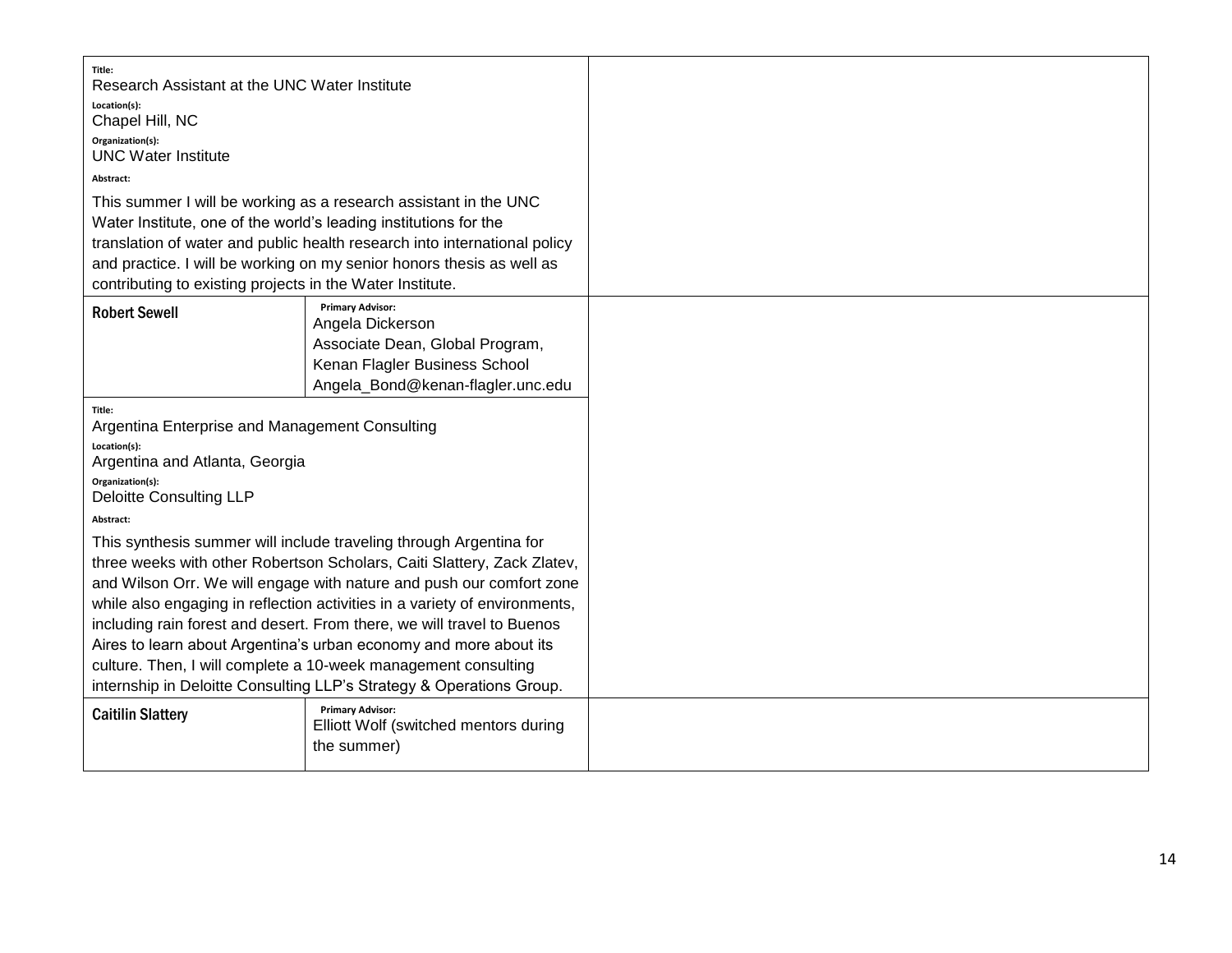| | | |
|---|---|---|
| **Title:**<br>Research Assistant at the UNC Water Institute<br>**Location(s):**<br>Chapel Hill, NC<br>**Organization(s):**<br>UNC Water Institute<br>**Abstract:**<br>This summer I will be working as a research assistant in the UNC Water Institute, one of the world's leading institutions for the translation of water and public health research into international policy and practice. I will be working on my senior honors thesis as well as contributing to existing projects in the Water Institute. | | |
| **Robert Sewell** | **Primary Advisor:**<br>Angela Dickerson<br>Associate Dean, Global Program, Kenan Flagler Business School<br>Angela_Bond@kenan-flagler.unc.edu | |
| **Title:**<br>Argentina Enterprise and Management Consulting<br>**Location(s):**<br>Argentina and Atlanta, Georgia<br>**Organization(s):**<br>Deloitte Consulting LLP<br>**Abstract:**<br>This synthesis summer will include traveling through Argentina for three weeks with other Robertson Scholars, Caiti Slattery, Zack Zlatev, and Wilson Orr. We will engage with nature and push our comfort zone while also engaging in reflection activities in a variety of environments, including rain forest and desert. From there, we will travel to Buenos Aires to learn about Argentina's urban economy and more about its culture. Then, I will complete a 10-week management consulting internship in Deloitte Consulting LLP's Strategy & Operations Group. | | |
| **Caitilin Slattery** | **Primary Advisor:**<br>Elliott Wolf (switched mentors during the summer) | |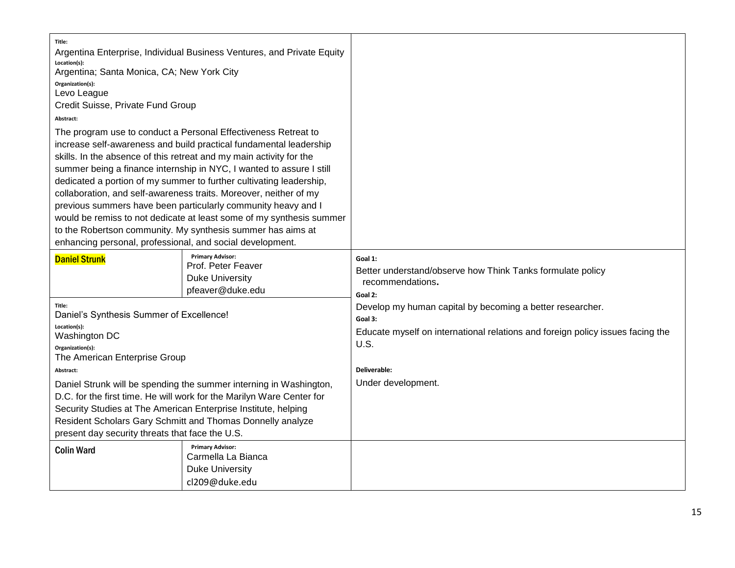| | | |
|---|---|---|
| **Title:** Argentina Enterprise, Individual Business Ventures, and Private Equity<br>**Location(s):** Argentina; Santa Monica, CA; New York City<br>**Organization(s):** Levo League<br>Credit Suisse, Private Fund Group<br>**Abstract:**<br>The program use to conduct a Personal Effectiveness Retreat to increase self-awareness and build practical fundamental leadership skills. In the absence of this retreat and my main activity for the summer being a finance internship in NYC, I wanted to assure I still dedicated a portion of my summer to further cultivating leadership, collaboration, and self-awareness traits. Moreover, neither of my previous summers have been particularly community heavy and I would be remiss to not dedicate at least some of my synthesis summer to the Robertson community. My synthesis summer has aims at enhancing personal, professional, and social development. | | |
| **Daniel Strunk** | **Primary Advisor:**<br>Prof. Peter Feaver<br>Duke University<br>pfeaver@duke.edu | **Goal 1:**<br>Better understand/observe how Think Tanks formulate policy recommendations.<br>**Goal 2:**<br>Develop my human capital by becoming a better researcher.<br>**Goal 3:**<br>Educate myself on international relations and foreign policy issues facing the U.S.<br><br>**Deliverable:**<br>Under development. |
| **Title:** Daniel's Synthesis Summer of Excellence!<br>**Location(s):** Washington DC<br>**Organization(s):** The American Enterprise Group<br>**Abstract:**<br>Daniel Strunk will be spending the summer interning in Washington, D.C. for the first time. He will work for the Marilyn Ware Center for Security Studies at The American Enterprise Institute, helping Resident Scholars Gary Schmitt and Thomas Donnelly analyze present day security threats that face the U.S. | | |
| **Colin Ward** | **Primary Advisor:**<br>Carmella La Bianca<br>Duke University<br>cl209@duke.edu | |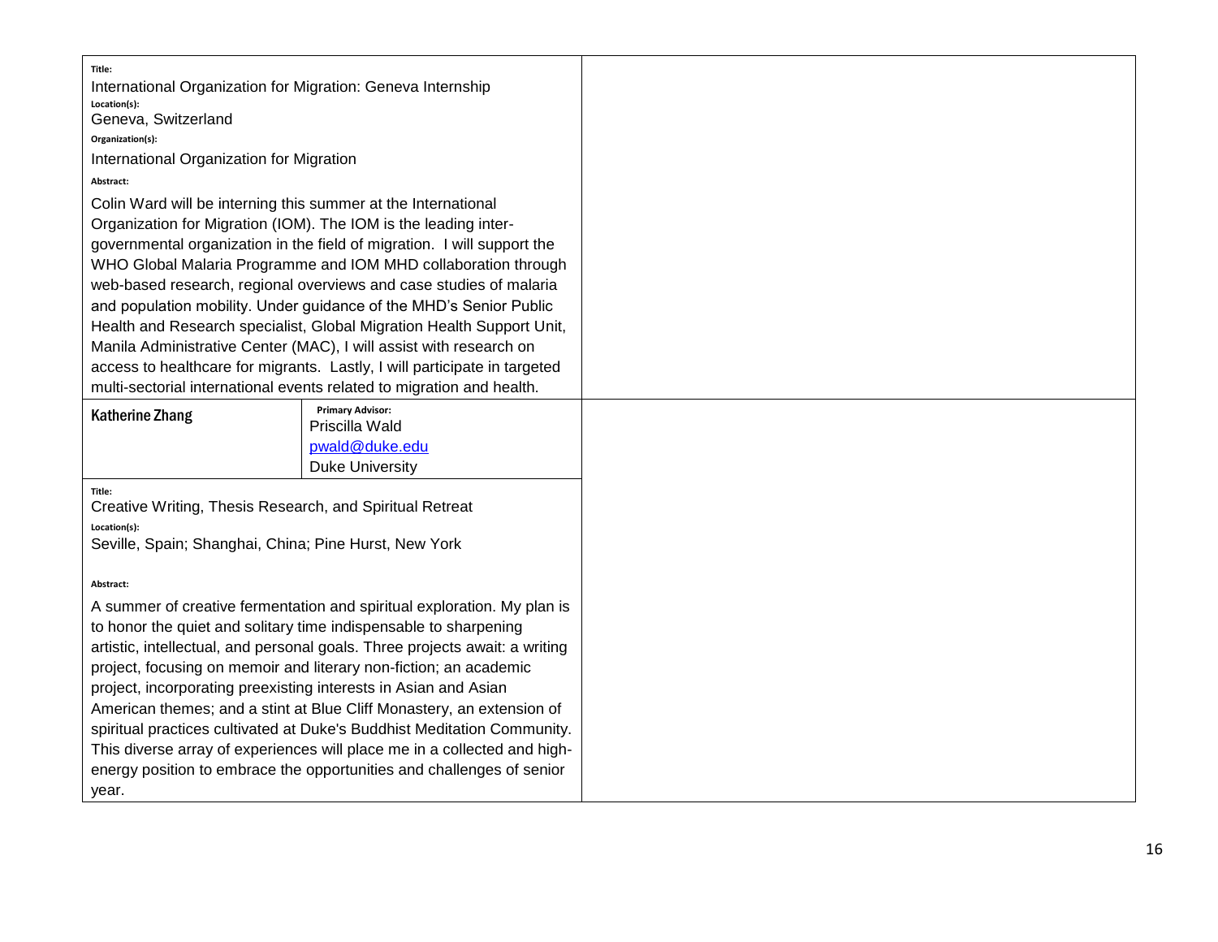**Title:**
International Organization for Migration: Geneva Internship

**Location(s):**
Geneva, Switzerland

**Organization(s):**
International Organization for Migration

**Abstract:**

Colin Ward will be interning this summer at the International Organization for Migration (IOM). The IOM is the leading inter-governmental organization in the field of migration. I will support the WHO Global Malaria Programme and IOM MHD collaboration through web-based research, regional overviews and case studies of malaria and population mobility. Under guidance of the MHD's Senior Public Health and Research specialist, Global Migration Health Support Unit, Manila Administrative Center (MAC), I will assist with research on access to healthcare for migrants. Lastly, I will participate in targeted multi-sectorial international events related to migration and health.

| Katherine Zhang | **Primary Advisor:**<br>Priscilla Wald<br>pwald@duke.edu<br>Duke University |
|---|---|

**Title:**
Creative Writing, Thesis Research, and Spiritual Retreat

**Location(s):**
Seville, Spain; Shanghai, China; Pine Hurst, New York

**Abstract:**

A summer of creative fermentation and spiritual exploration. My plan is to honor the quiet and solitary time indispensable to sharpening artistic, intellectual, and personal goals. Three projects await: a writing project, focusing on memoir and literary non-fiction; an academic project, incorporating preexisting interests in Asian and Asian American themes; and a stint at Blue Cliff Monastery, an extension of spiritual practices cultivated at Duke's Buddhist Meditation Community. This diverse array of experiences will place me in a collected and high-energy position to embrace the opportunities and challenges of senior year.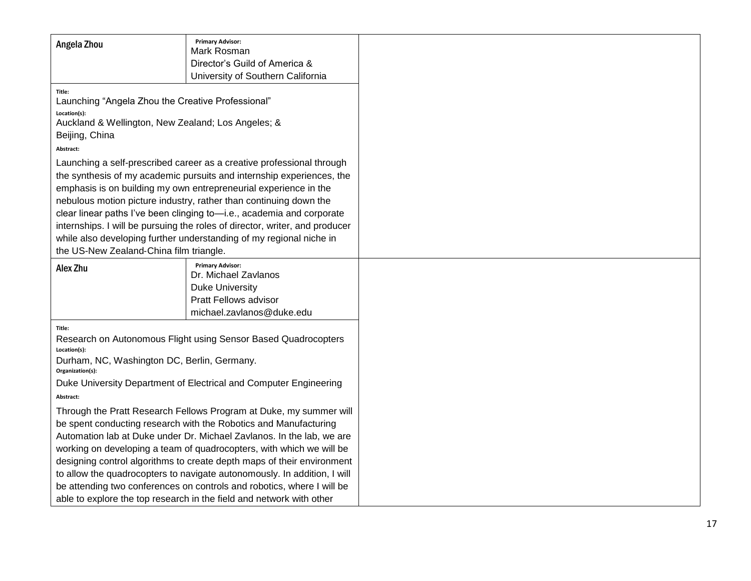**Angela Zhou**

Primary Advisor:
Mark Rosman
Director's Guild of America &
University of Southern California

Title:
Launching "Angela Zhou the Creative Professional"

Location(s):
Auckland & Wellington, New Zealand; Los Angeles; &
Beijing, China

Abstract:

Launching a self-prescribed career as a creative professional through the synthesis of my academic pursuits and internship experiences, the emphasis is on building my own entrepreneurial experience in the nebulous motion picture industry, rather than continuing down the clear linear paths I've been clinging to—i.e., academia and corporate internships. I will be pursuing the roles of director, writer, and producer while also developing further understanding of my regional niche in the US-New Zealand-China film triangle.

**Alex Zhu**

Primary Advisor:
Dr. Michael Zavlanos
Duke University
Pratt Fellows advisor
michael.zavlanos@duke.edu

Title:
Research on Autonomous Flight using Sensor Based Quadrocopters

Location(s):
Durham, NC, Washington DC, Berlin, Germany.

Organization(s):
Duke University Department of Electrical and Computer Engineering

Abstract:

Through the Pratt Research Fellows Program at Duke, my summer will be spent conducting research with the Robotics and Manufacturing Automation lab at Duke under Dr. Michael Zavlanos. In the lab, we are working on developing a team of quadrocopters, with which we will be designing control algorithms to create depth maps of their environment to allow the quadrocopters to navigate autonomously. In addition, I will be attending two conferences on controls and robotics, where I will be able to explore the top research in the field and network with other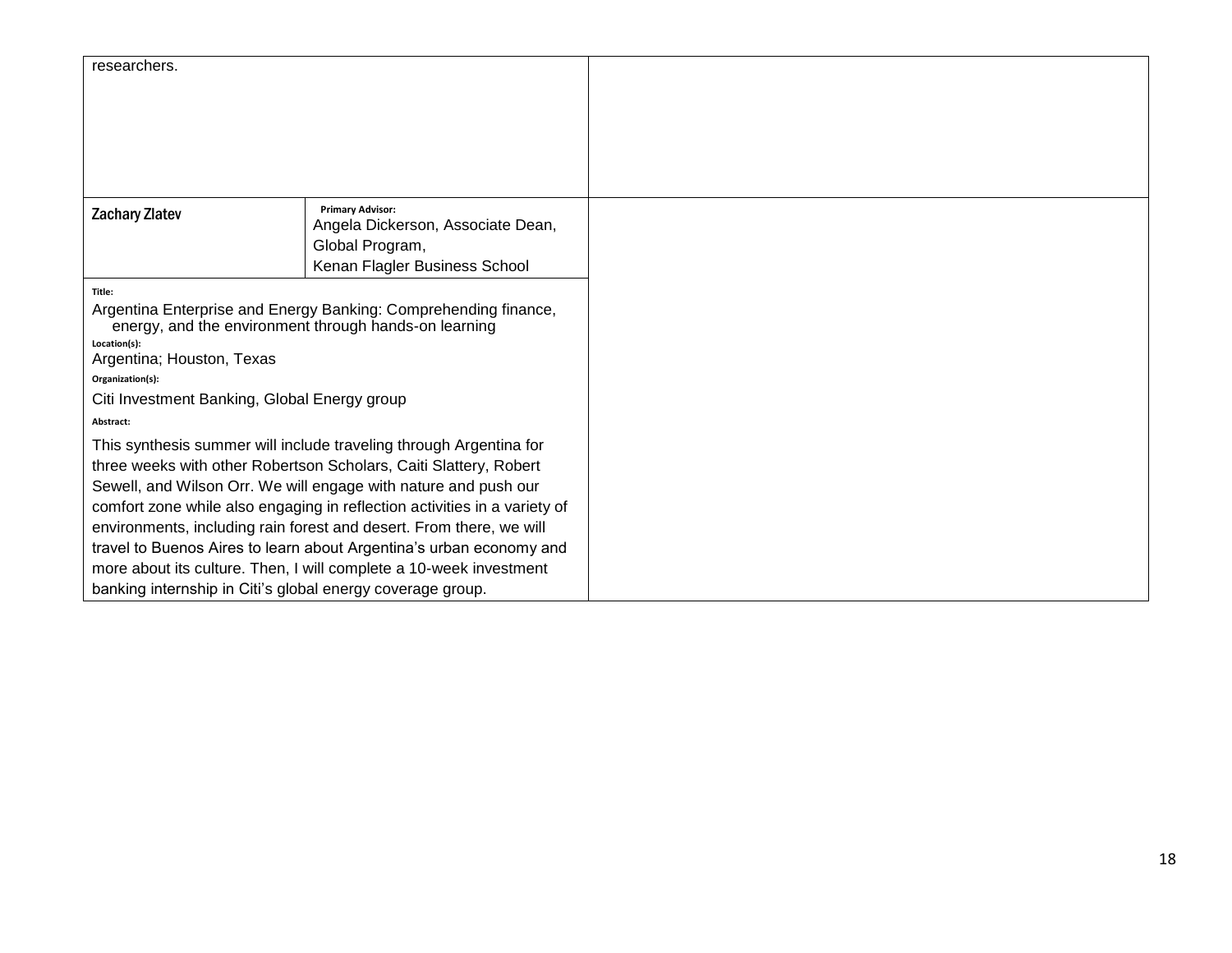researchers.

| | |
|---|---|
| **Zachary Zlatev** | **Primary Advisor:** Angela Dickerson, Associate Dean, Global Program, Kenan Flagler Business School |

**Title:**

Argentina Enterprise and Energy Banking: Comprehending finance, energy, and the environment through hands-on learning

**Location(s):**

Argentina; Houston, Texas

**Organization(s):**

Citi Investment Banking, Global Energy group

**Abstract:**

This synthesis summer will include traveling through Argentina for three weeks with other Robertson Scholars, Caiti Slattery, Robert Sewell, and Wilson Orr. We will engage with nature and push our comfort zone while also engaging in reflection activities in a variety of environments, including rain forest and desert. From there, we will travel to Buenos Aires to learn about Argentina's urban economy and more about its culture. Then, I will complete a 10-week investment banking internship in Citi's global energy coverage group.